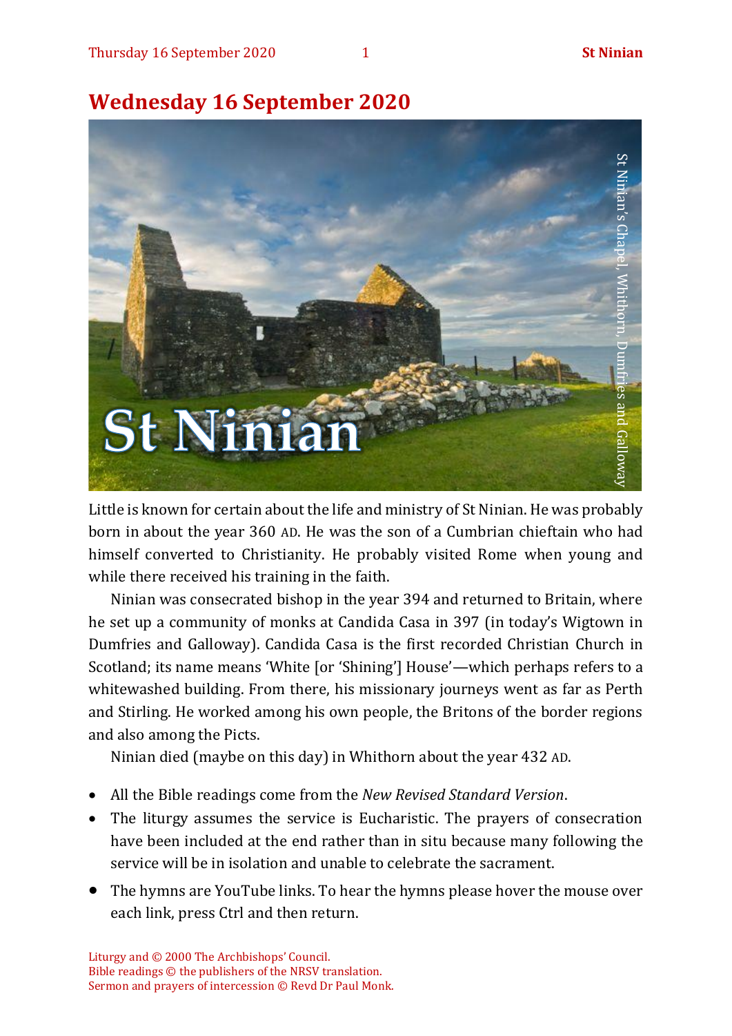# Wednesday 16 September 2020

St Ninian

St Ninian's Chapel, Whithorn, Dumfries and Galloway

Little is known for certain about the life and ministry of St Ninian. He was probably born in about the year 360 AD. He was the son of a Cumbrian chieftain who had himself converted to Christianity. He probably visited Rome when young and while there received his training in the faith.

Ninian was consecrated bishop in the year 394 and returned to Britain, where he set up a community of monks at Candida Casa in 397 (in today's Wigtown in Dumfries and Galloway). Candida Casa is the first recorded Christian Church in Scotland; its name means 'White [or 'Shining'] House'—which perhaps refers to a whitewashed building. From there, his missionary journeys went as far as Perth and Stirling. He worked among his own people, the Britons of the border regions and also among the Picts.

Ninian died (maybe on this day) in Whithorn about the year 432 AD.

- All the Bible readings come from the *New Revised Standard Version*.
- The liturgy assumes the service is Eucharistic. The prayers of consecration have been included at the end rather than in situ because many following the service will be in isolation and unable to celebrate the sacrament.
- The hymns are YouTube links. To hear the hymns please hover the mouse over each link, press Ctrl and then return.

Liturgy and © 2000 The Archbishops' Council.
Bible readings © the publishers of the NRSV translation.
Sermon and prayers of intercession © Revd Dr Paul Monk.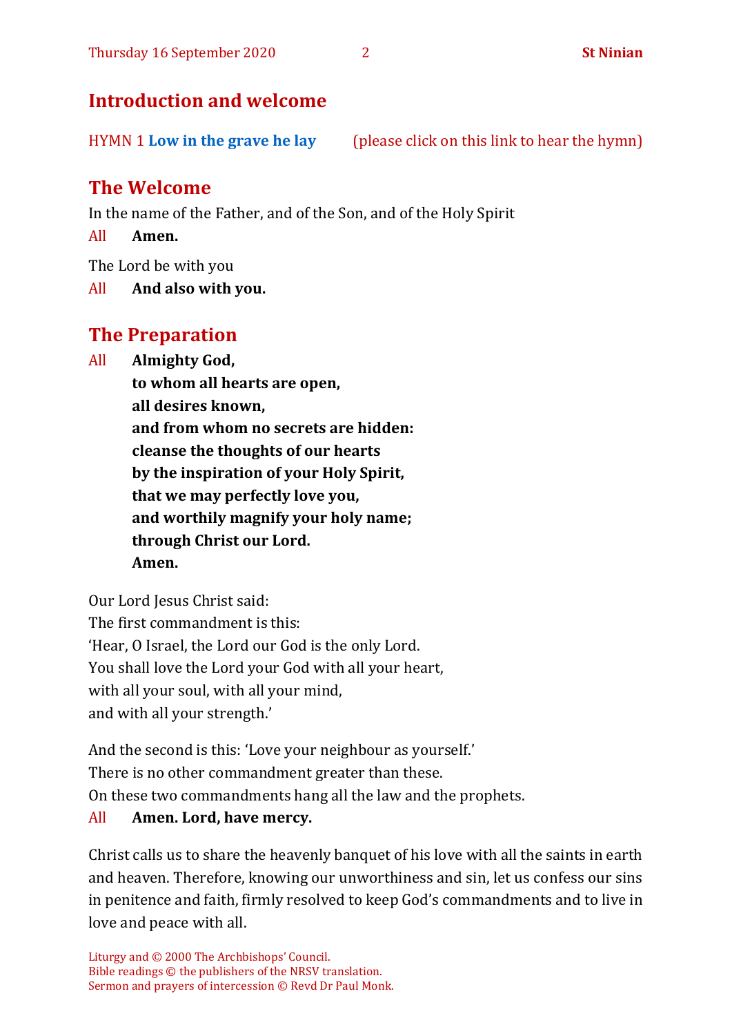## Introduction and welcome

HYMN 1 **Low in the grave he lay** (please click on this link to hear the hymn)

## The Welcome

In the name of the Father, and of the Son, and of the Holy Spirit

All **Amen.**

The Lord be with you

All **And also with you.**

## The Preparation

All **Almighty God,**
**to whom all hearts are open,**
**all desires known,**
**and from whom no secrets are hidden:**
**cleanse the thoughts of our hearts**
**by the inspiration of your Holy Spirit,**
**that we may perfectly love you,**
**and worthily magnify your holy name;**
**through Christ our Lord.**
**Amen.**

Our Lord Jesus Christ said:
The first commandment is this:
'Hear, O Israel, the Lord our God is the only Lord.
You shall love the Lord your God with all your heart,
with all your soul, with all your mind,
and with all your strength.'

And the second is this: 'Love your neighbour as yourself.'
There is no other commandment greater than these.
On these two commandments hang all the law and the prophets.

All **Amen. Lord, have mercy.**

Christ calls us to share the heavenly banquet of his love with all the saints in earth and heaven. Therefore, knowing our unworthiness and sin, let us confess our sins in penitence and faith, firmly resolved to keep God's commandments and to live in love and peace with all.

Liturgy and © 2000 The Archbishops' Council.
Bible readings © the publishers of the NRSV translation.
Sermon and prayers of intercession © Revd Dr Paul Monk.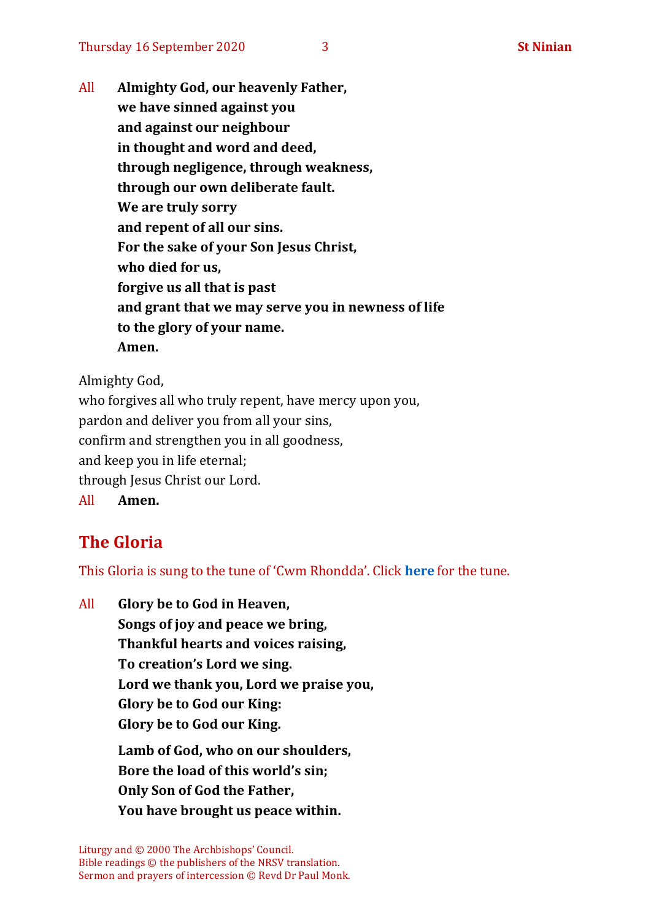All **Almighty God, our heavenly Father,**
**we have sinned against you**
**and against our neighbour**
**in thought and word and deed,**
**through negligence, through weakness,**
**through our own deliberate fault.**
**We are truly sorry**
**and repent of all our sins.**
**For the sake of your Son Jesus Christ,**
**who died for us,**
**forgive us all that is past**
**and grant that we may serve you in newness of life**
**to the glory of your name.**
**Amen.**

Almighty God,
who forgives all who truly repent, have mercy upon you,
pardon and deliver you from all your sins,
confirm and strengthen you in all goodness,
and keep you in life eternal;
through Jesus Christ our Lord.

All **Amen.**

## The Gloria

This Gloria is sung to the tune of 'Cwm Rhondda'. Click **here** for the tune.

All **Glory be to God in Heaven,**
**Songs of joy and peace we bring,**
**Thankful hearts and voices raising,**
**To creation's Lord we sing.**
**Lord we thank you, Lord we praise you,**
**Glory be to God our King:**
**Glory be to God our King.**

**Lamb of God, who on our shoulders,**
**Bore the load of this world's sin;**
**Only Son of God the Father,**
**You have brought us peace within.**

Liturgy and © 2000 The Archbishops' Council.
Bible readings © the publishers of the NRSV translation.
Sermon and prayers of intercession © Revd Dr Paul Monk.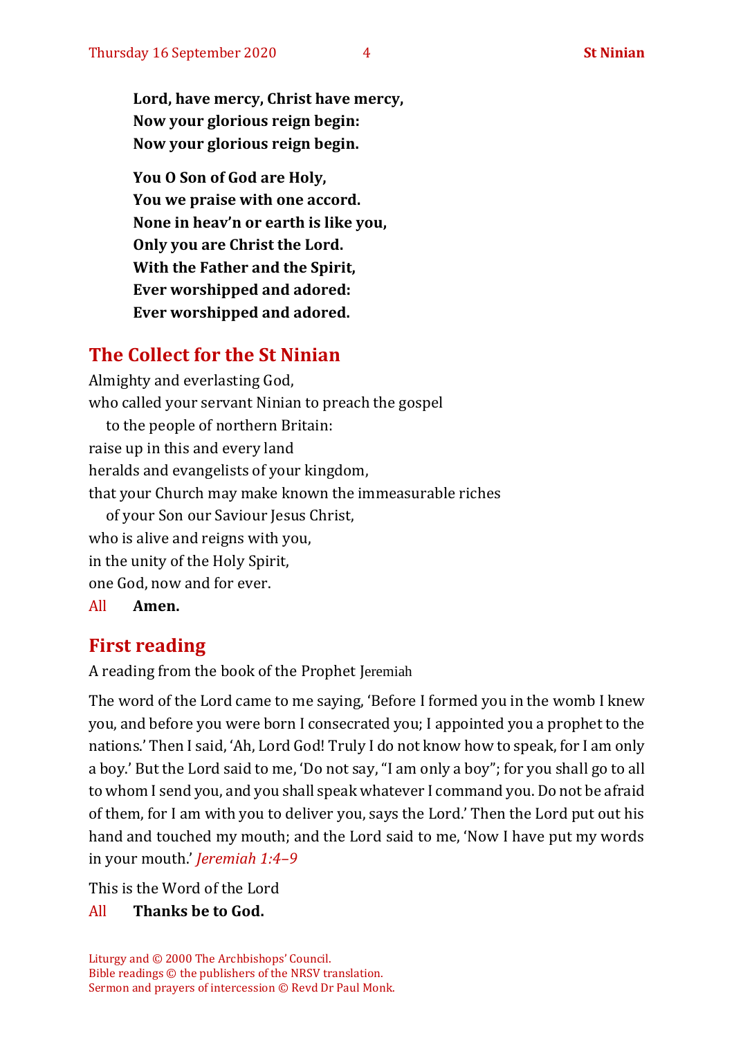**Lord, have mercy, Christ have mercy,**
**Now your glorious reign begin:**
**Now your glorious reign begin.**

**You O Son of God are Holy,**
**You we praise with one accord.**
**None in heav'n or earth is like you,**
**Only you are Christ the Lord.**
**With the Father and the Spirit,**
**Ever worshipped and adored:**
**Ever worshipped and adored.**

## The Collect for the St Ninian

Almighty and everlasting God,
who called your servant Ninian to preach the gospel
to the people of northern Britain:
raise up in this and every land
heralds and evangelists of your kingdom,
that your Church may make known the immeasurable riches
of your Son our Saviour Jesus Christ,
who is alive and reigns with you,
in the unity of the Holy Spirit,
one God, now and for ever.

All **Amen.**

## First reading

A reading from the book of the Prophet Jeremiah

The word of the Lord came to me saying, 'Before I formed you in the womb I knew you, and before you were born I consecrated you; I appointed you a prophet to the nations.' Then I said, 'Ah, Lord God! Truly I do not know how to speak, for I am only a boy.' But the Lord said to me, 'Do not say, "I am only a boy"; for you shall go to all to whom I send you, and you shall speak whatever I command you. Do not be afraid of them, for I am with you to deliver you, says the Lord.' Then the Lord put out his hand and touched my mouth; and the Lord said to me, 'Now I have put my words in your mouth.' *Jeremiah 1:4–9*

This is the Word of the Lord

All **Thanks be to God.**

Liturgy and © 2000 The Archbishops' Council.
Bible readings © the publishers of the NRSV translation.
Sermon and prayers of intercession © Revd Dr Paul Monk.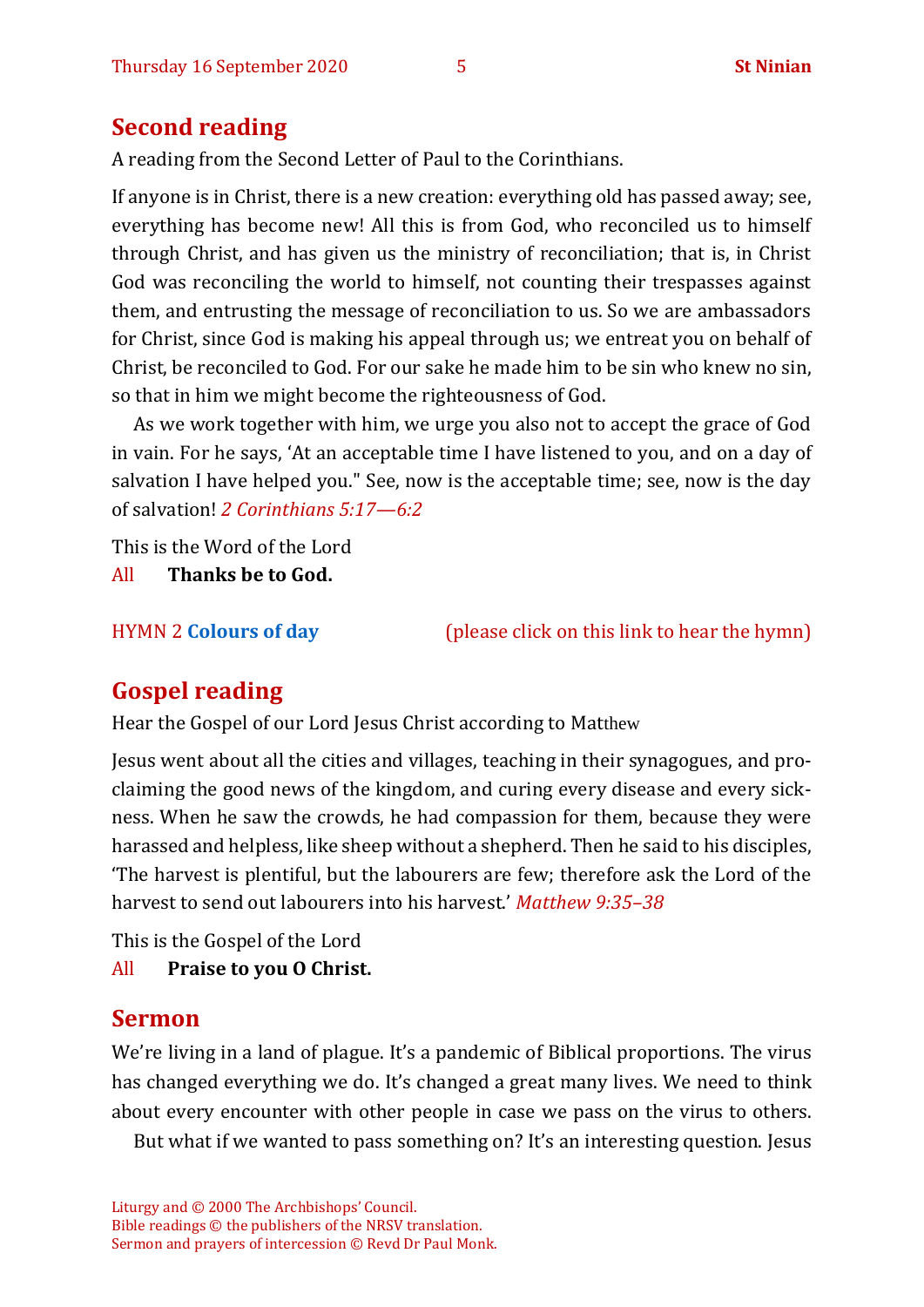## Second reading

A reading from the Second Letter of Paul to the Corinthians.

If anyone is in Christ, there is a new creation: everything old has passed away; see, everything has become new! All this is from God, who reconciled us to himself through Christ, and has given us the ministry of reconciliation; that is, in Christ God was reconciling the world to himself, not counting their trespasses against them, and entrusting the message of reconciliation to us. So we are ambassadors for Christ, since God is making his appeal through us; we entreat you on behalf of Christ, be reconciled to God. For our sake he made him to be sin who knew no sin, so that in him we might become the righteousness of God.

As we work together with him, we urge you also not to accept the grace of God in vain. For he says, 'At an acceptable time I have listened to you, and on a day of salvation I have helped you." See, now is the acceptable time; see, now is the day of salvation! *2 Corinthians 5:17—6:2*

This is the Word of the Lord
All **Thanks be to God.**

HYMN 2 **Colours of day** (please click on this link to hear the hymn)

## Gospel reading

Hear the Gospel of our Lord Jesus Christ according to Matthew

Jesus went about all the cities and villages, teaching in their synagogues, and proclaiming the good news of the kingdom, and curing every disease and every sickness. When he saw the crowds, he had compassion for them, because they were harassed and helpless, like sheep without a shepherd. Then he said to his disciples, 'The harvest is plentiful, but the labourers are few; therefore ask the Lord of the harvest to send out labourers into his harvest.' *Matthew 9:35–38*

This is the Gospel of the Lord
All **Praise to you O Christ.**

## Sermon

We're living in a land of plague. It's a pandemic of Biblical proportions. The virus has changed everything we do. It's changed a great many lives. We need to think about every encounter with other people in case we pass on the virus to others.

But what if we wanted to pass something on? It's an interesting question. Jesus

Liturgy and © 2000 The Archbishops' Council.
Bible readings © the publishers of the NRSV translation.
Sermon and prayers of intercession © Revd Dr Paul Monk.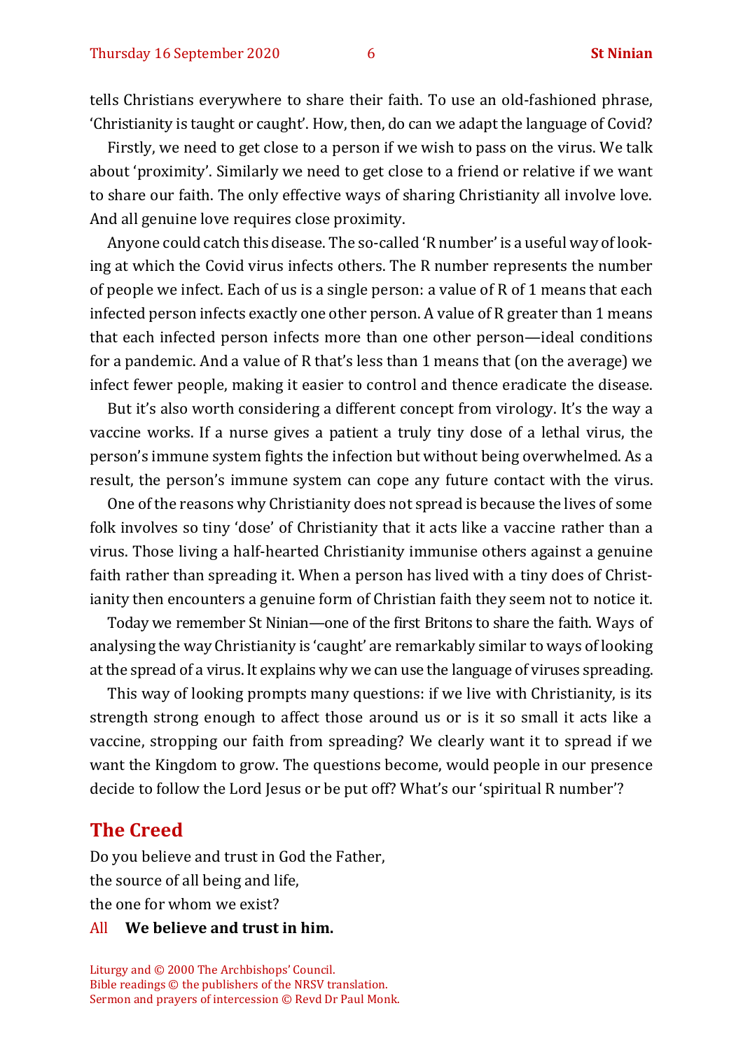tells Christians everywhere to share their faith. To use an old-fashioned phrase, 'Christianity is taught or caught'. How, then, do can we adapt the language of Covid?

Firstly, we need to get close to a person if we wish to pass on the virus. We talk about 'proximity'. Similarly we need to get close to a friend or relative if we want to share our faith. The only effective ways of sharing Christianity all involve love. And all genuine love requires close proximity.

Anyone could catch this disease. The so-called 'R number' is a useful way of looking at which the Covid virus infects others. The R number represents the number of people we infect. Each of us is a single person: a value of R of 1 means that each infected person infects exactly one other person. A value of R greater than 1 means that each infected person infects more than one other person—ideal conditions for a pandemic. And a value of R that's less than 1 means that (on the average) we infect fewer people, making it easier to control and thence eradicate the disease.

But it's also worth considering a different concept from virology. It's the way a vaccine works. If a nurse gives a patient a truly tiny dose of a lethal virus, the person's immune system fights the infection but without being overwhelmed. As a result, the person's immune system can cope any future contact with the virus.

One of the reasons why Christianity does not spread is because the lives of some folk involves so tiny 'dose' of Christianity that it acts like a vaccine rather than a virus. Those living a half-hearted Christianity immunise others against a genuine faith rather than spreading it. When a person has lived with a tiny does of Christianity then encounters a genuine form of Christian faith they seem not to notice it.

Today we remember St Ninian—one of the first Britons to share the faith. Ways of analysing the way Christianity is 'caught' are remarkably similar to ways of looking at the spread of a virus. It explains why we can use the language of viruses spreading.

This way of looking prompts many questions: if we live with Christianity, is its strength strong enough to affect those around us or is it so small it acts like a vaccine, stropping our faith from spreading? We clearly want it to spread if we want the Kingdom to grow. The questions become, would people in our presence decide to follow the Lord Jesus or be put off? What's our 'spiritual R number'?

## The Creed

Do you believe and trust in God the Father,
the source of all being and life,
the one for whom we exist?

All **We believe and trust in him.**

Liturgy and © 2000 The Archbishops' Council.
Bible readings © the publishers of the NRSV translation.
Sermon and prayers of intercession © Revd Dr Paul Monk.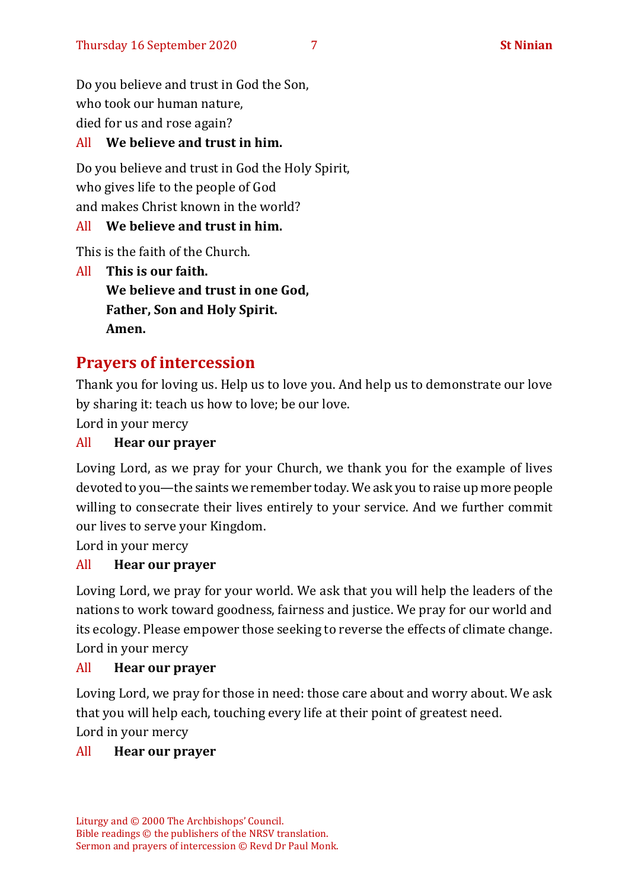Do you believe and trust in God the Son,
who took our human nature,
died for us and rose again?

All **We believe and trust in him.**

Do you believe and trust in God the Holy Spirit,
who gives life to the people of God
and makes Christ known in the world?

All **We believe and trust in him.**

This is the faith of the Church.

All **This is our faith.**
**We believe and trust in one God,**
**Father, Son and Holy Spirit.**
**Amen.**

## Prayers of intercession

Thank you for loving us. Help us to love you. And help us to demonstrate our love by sharing it: teach us how to love; be our love.
Lord in your mercy

All **Hear our prayer**

Loving Lord, as we pray for your Church, we thank you for the example of lives devoted to you—the saints we remember today. We ask you to raise up more people willing to consecrate their lives entirely to your service. And we further commit our lives to serve your Kingdom.
Lord in your mercy

All **Hear our prayer**

Loving Lord, we pray for your world. We ask that you will help the leaders of the nations to work toward goodness, fairness and justice. We pray for our world and its ecology. Please empower those seeking to reverse the effects of climate change.
Lord in your mercy

All **Hear our prayer**

Loving Lord, we pray for those in need: those care about and worry about. We ask that you will help each, touching every life at their point of greatest need.
Lord in your mercy

All **Hear our prayer**

Liturgy and © 2000 The Archbishops' Council.
Bible readings © the publishers of the NRSV translation.
Sermon and prayers of intercession © Revd Dr Paul Monk.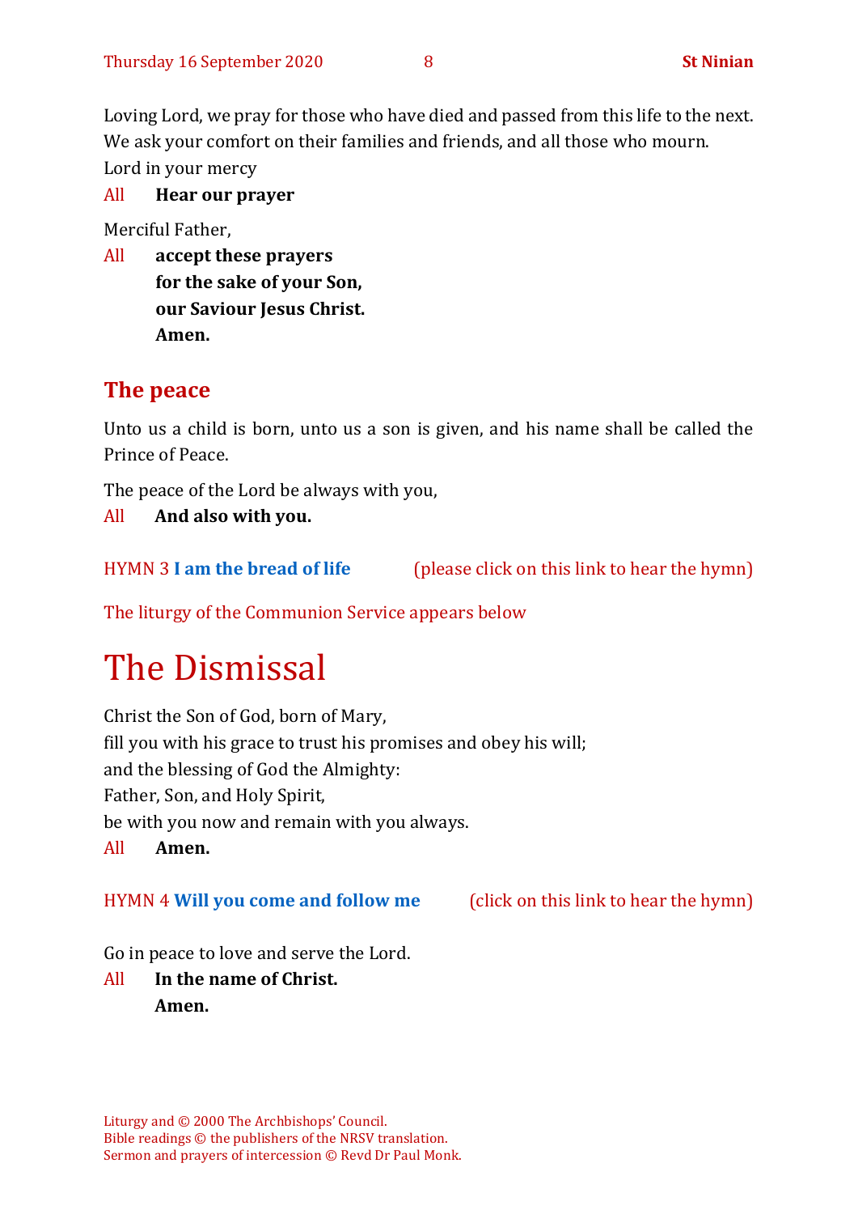Loving Lord, we pray for those who have died and passed from this life to the next. We ask your comfort on their families and friends, and all those who mourn.
Lord in your mercy

All **Hear our prayer**

Merciful Father,

All **accept these prayers**
**for the sake of your Son,**
**our Saviour Jesus Christ.**
**Amen.**

## The peace

Unto us a child is born, unto us a son is given, and his name shall be called the Prince of Peace.

The peace of the Lord be always with you,

All **And also with you.**

HYMN 3 **I am the bread of life** (please click on this link to hear the hymn)

The liturgy of the Communion Service appears below

# The Dismissal

Christ the Son of God, born of Mary,
fill you with his grace to trust his promises and obey his will;
and the blessing of God the Almighty:
Father, Son, and Holy Spirit,
be with you now and remain with you always.

All **Amen.**

HYMN 4 **Will you come and follow me** (click on this link to hear the hymn)

Go in peace to love and serve the Lord.

All **In the name of Christ.**
**Amen.**

Liturgy and © 2000 The Archbishops' Council.
Bible readings © the publishers of the NRSV translation.
Sermon and prayers of intercession © Revd Dr Paul Monk.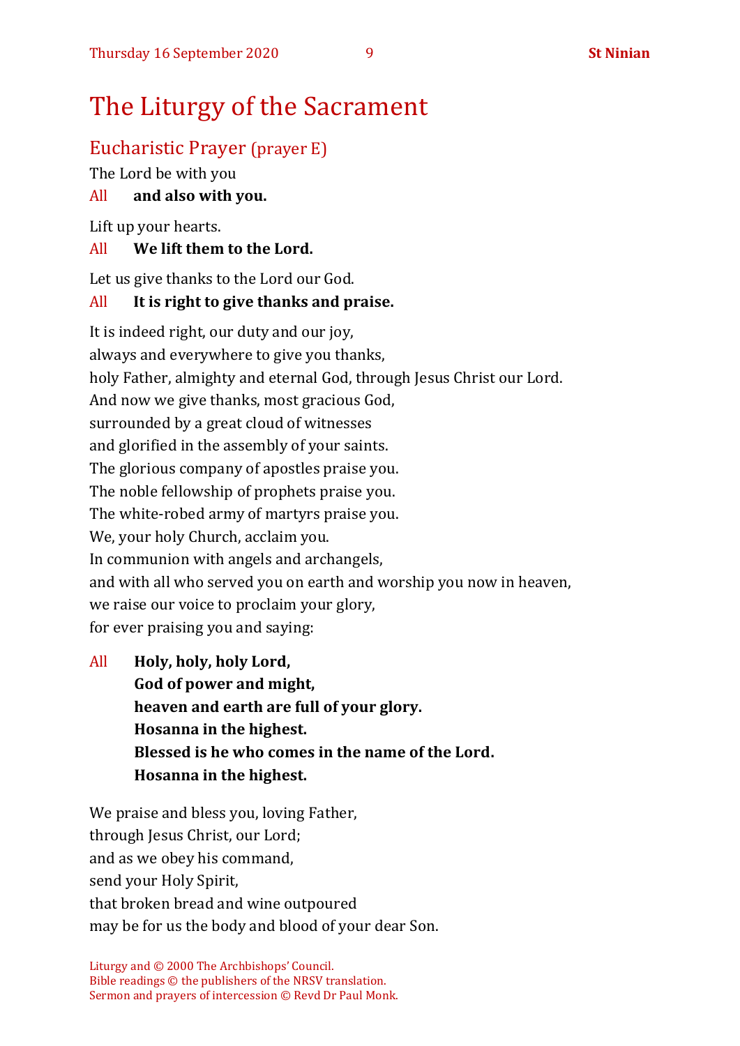// Header "Thursday 16 September 2020 9 St Ninian" omitted as running header
# The Liturgy of the Sacrament

## Eucharistic Prayer (prayer E)

The Lord be with you

All **and also with you.**

Lift up your hearts.

All **We lift them to the Lord.**

Let us give thanks to the Lord our God.

All **It is right to give thanks and praise.**

It is indeed right, our duty and our joy,
always and everywhere to give you thanks,
holy Father, almighty and eternal God, through Jesus Christ our Lord.
And now we give thanks, most gracious God,
surrounded by a great cloud of witnesses
and glorified in the assembly of your saints.
The glorious company of apostles praise you.
The noble fellowship of prophets praise you.
The white-robed army of martyrs praise you.
We, your holy Church, acclaim you.
In communion with angels and archangels,
and with all who served you on earth and worship you now in heaven,
we raise our voice to proclaim your glory,
for ever praising you and saying:

All **Holy, holy, holy Lord,**
**God of power and might,**
**heaven and earth are full of your glory.**
**Hosanna in the highest.**
**Blessed is he who comes in the name of the Lord.**
**Hosanna in the highest.**

We praise and bless you, loving Father,
through Jesus Christ, our Lord;
and as we obey his command,
send your Holy Spirit,
that broken bread and wine outpoured
may be for us the body and blood of your dear Son.

Liturgy and © 2000 The Archbishops' Council.
Bible readings © the publishers of the NRSV translation.
Sermon and prayers of intercession © Revd Dr Paul Monk.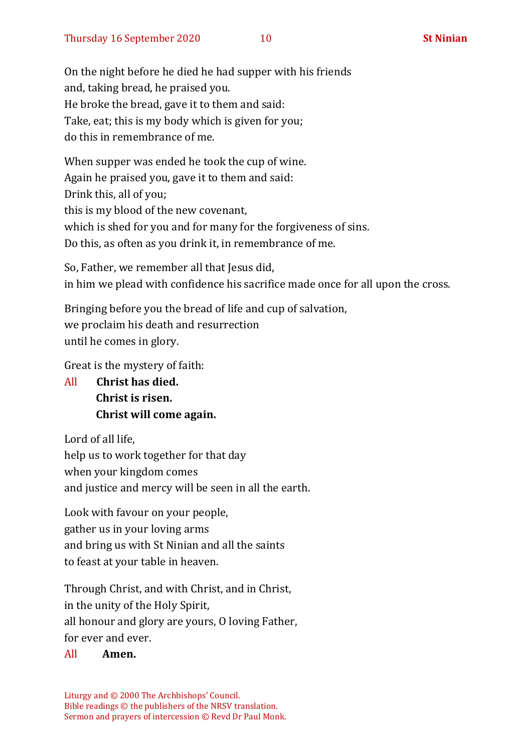On the night before he died he had supper with his friends
and, taking bread, he praised you.
He broke the bread, gave it to them and said:
Take, eat; this is my body which is given for you;
do this in remembrance of me.

When supper was ended he took the cup of wine.
Again he praised you, gave it to them and said:
Drink this, all of you;
this is my blood of the new covenant,
which is shed for you and for many for the forgiveness of sins.
Do this, as often as you drink it, in remembrance of me.

So, Father, we remember all that Jesus did,
in him we plead with confidence his sacrifice made once for all upon the cross.

Bringing before you the bread of life and cup of salvation,
we proclaim his death and resurrection
until he comes in glory.

Great is the mystery of faith:

All **Christ has died.**
**Christ is risen.**
**Christ will come again.**

Lord of all life,
help us to work together for that day
when your kingdom comes
and justice and mercy will be seen in all the earth.

Look with favour on your people,
gather us in your loving arms
and bring us with St Ninian and all the saints
to feast at your table in heaven.

Through Christ, and with Christ, and in Christ,
in the unity of the Holy Spirit,
all honour and glory are yours, O loving Father,
for ever and ever.

All **Amen.**

Liturgy and © 2000 The Archbishops' Council.
Bible readings © the publishers of the NRSV translation.
Sermon and prayers of intercession © Revd Dr Paul Monk.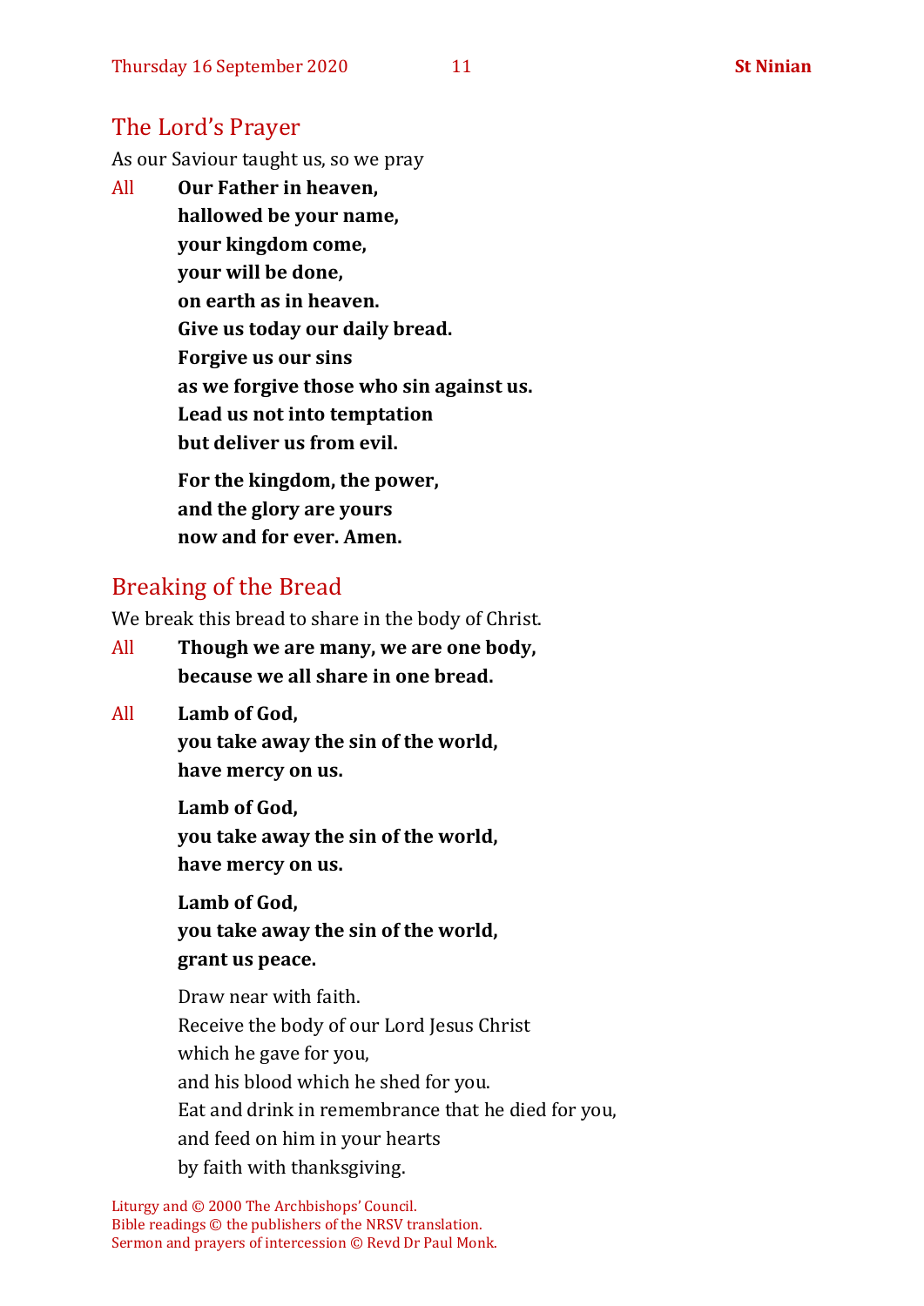## The Lord's Prayer

As our Saviour taught us, so we pray

All **Our Father in heaven,**
**hallowed be your name,**
**your kingdom come,**
**your will be done,**
**on earth as in heaven.**
**Give us today our daily bread.**
**Forgive us our sins**
**as we forgive those who sin against us.**
**Lead us not into temptation**
**but deliver us from evil.**

**For the kingdom, the power,**
**and the glory are yours**
**now and for ever. Amen.**

## Breaking of the Bread

We break this bread to share in the body of Christ.

All **Though we are many, we are one body,**
**because we all share in one bread.**

All **Lamb of God,**
**you take away the sin of the world,**
**have mercy on us.**

**Lamb of God,**
**you take away the sin of the world,**
**have mercy on us.**

**Lamb of God,**
**you take away the sin of the world,**
**grant us peace.**

Draw near with faith.
Receive the body of our Lord Jesus Christ
which he gave for you,
and his blood which he shed for you.
Eat and drink in remembrance that he died for you,
and feed on him in your hearts
by faith with thanksgiving.

Liturgy and © 2000 The Archbishops' Council.
Bible readings © the publishers of the NRSV translation.
Sermon and prayers of intercession © Revd Dr Paul Monk.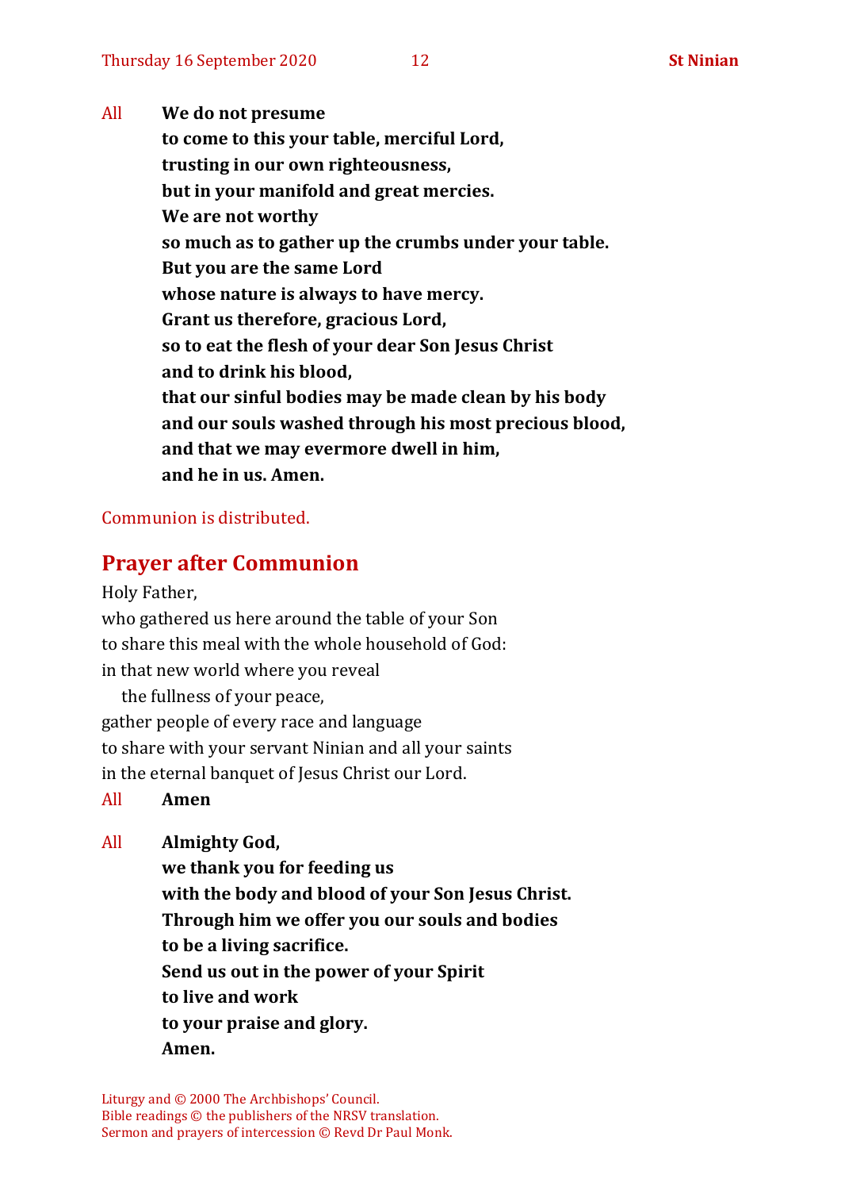All **We do not presume**
**to come to this your table, merciful Lord,**
**trusting in our own righteousness,**
**but in your manifold and great mercies.**
**We are not worthy**
**so much as to gather up the crumbs under your table.**
**But you are the same Lord**
**whose nature is always to have mercy.**
**Grant us therefore, gracious Lord,**
**so to eat the flesh of your dear Son Jesus Christ**
**and to drink his blood,**
**that our sinful bodies may be made clean by his body**
**and our souls washed through his most precious blood,**
**and that we may evermore dwell in him,**
**and he in us. Amen.**

Communion is distributed.

## Prayer after Communion

Holy Father,
who gathered us here around the table of your Son
to share this meal with the whole household of God:
in that new world where you reveal
the fullness of your peace,
gather people of every race and language
to share with your servant Ninian and all your saints
in the eternal banquet of Jesus Christ our Lord.

All **Amen**

All **Almighty God,**
**we thank you for feeding us**
**with the body and blood of your Son Jesus Christ.**
**Through him we offer you our souls and bodies**
**to be a living sacrifice.**
**Send us out in the power of your Spirit**
**to live and work**
**to your praise and glory.**
**Amen.**

Liturgy and © 2000 The Archbishops' Council.
Bible readings © the publishers of the NRSV translation.
Sermon and prayers of intercession © Revd Dr Paul Monk.